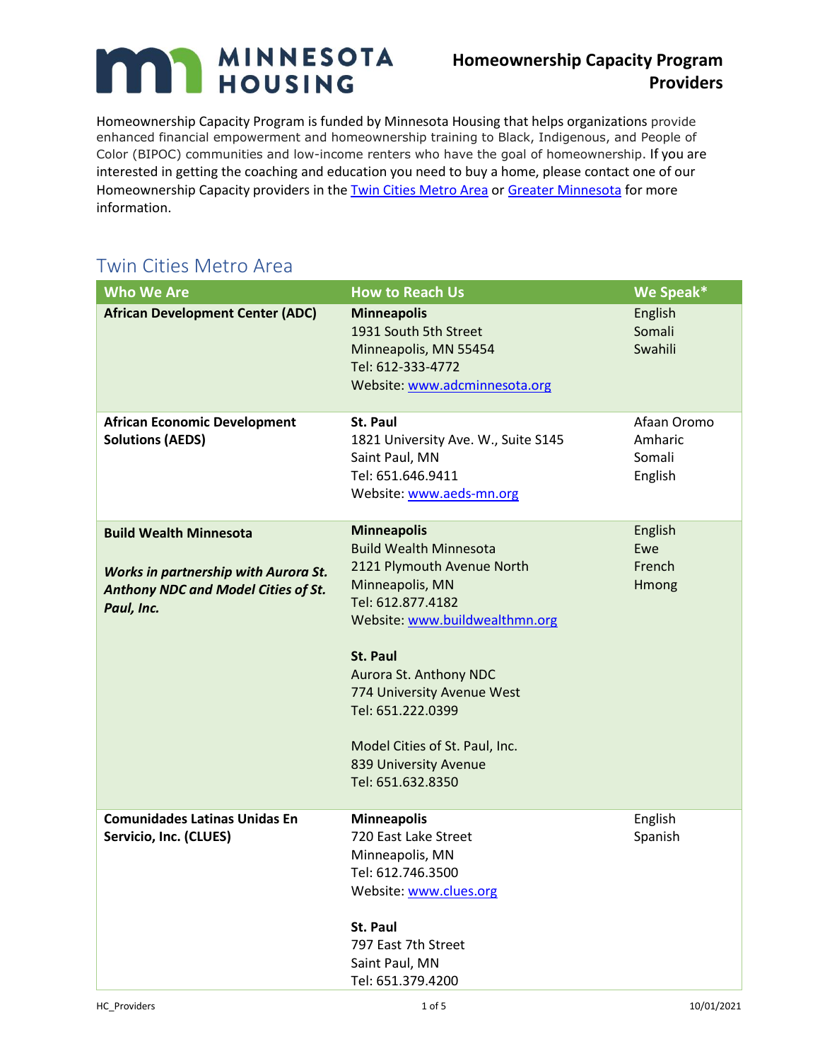# Homeownership Capacity Program Providers

Homeownership Capacity Program is funded by Minnesota Housing that helps organizations provide enhanced financial empowerment and homeownership training to Black, Indigenous, and People of Color (BIPOC) communities and low-income renters who have the goal of homeownership. If you are interested in getting the coaching and education you need to buy a home, please contact one of our Homeownership Capacity providers in the Twin Cities Metro Area or Greater Minnesota for more information.

## Twin Cities Metro Area

| Who We Are | How to Reach Us | We Speak* |
|---|---|---|
| **African Development Center (ADC)** | **Minneapolis**<br>1931 South 5th Street<br>Minneapolis, MN 55454<br>Tel: 612-333-4772<br>Website: www.adcminnesota.org | English<br>Somali<br>Swahili |
| **African Economic Development Solutions (AEDS)** | **St. Paul**<br>1821 University Ave. W., Suite S145<br>Saint Paul, MN<br>Tel: 651.646.9411<br>Website: www.aeds-mn.org | Afaan Oromo<br>Amharic<br>Somali<br>English |
| **Build Wealth Minnesota**<br><br>***Works in partnership with Aurora St. Anthony NDC and Model Cities of St. Paul, Inc.*** | **Minneapolis**<br>Build Wealth Minnesota<br>2121 Plymouth Avenue North<br>Minneapolis, MN<br>Tel: 612.877.4182<br>Website: www.buildwealthmn.org<br><br>**St. Paul**<br>Aurora St. Anthony NDC<br>774 University Avenue West<br>Tel: 651.222.0399<br><br>Model Cities of St. Paul, Inc.<br>839 University Avenue<br>Tel: 651.632.8350 | English<br>Ewe<br>French<br>Hmong |
| **Comunidades Latinas Unidas En Servicio, Inc. (CLUES)** | **Minneapolis**<br>720 East Lake Street<br>Minneapolis, MN<br>Tel: 612.746.3500<br>Website: www.clues.org<br><br>**St. Paul**<br>797 East 7th Street<br>Saint Paul, MN<br>Tel: 651.379.4200 | English<br>Spanish |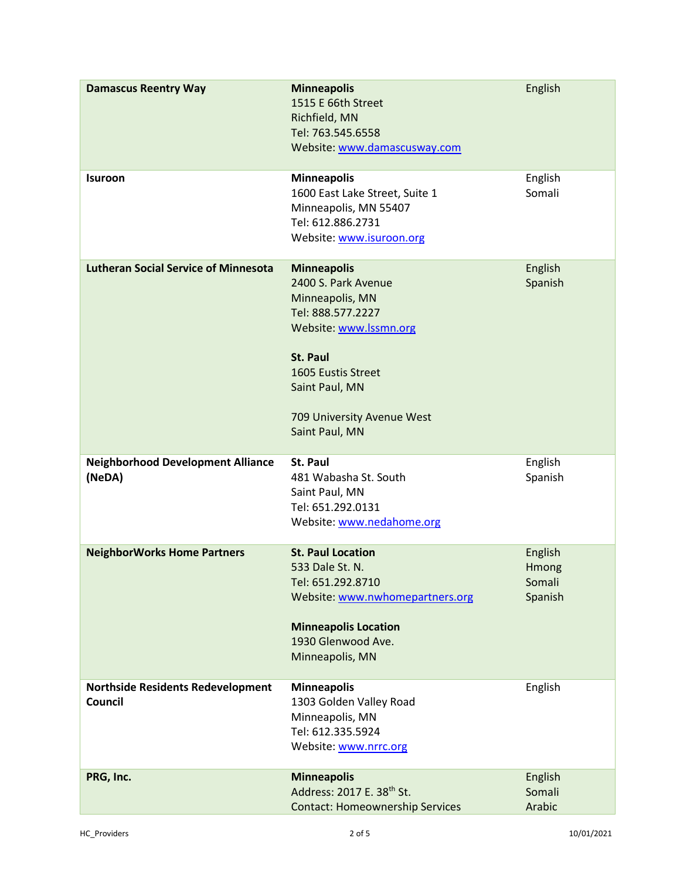| | | |
|---|---|---|
| **Damascus Reentry Way** | **Minneapolis**<br>1515 E 66th Street<br>Richfield, MN<br>Tel: 763.545.6558<br>Website: [www.damascusway.com](http://www.damascusway.com) | English |
| **Isuroon** | **Minneapolis**<br>1600 East Lake Street, Suite 1<br>Minneapolis, MN 55407<br>Tel: 612.886.2731<br>Website: [www.isuroon.org](http://www.isuroon.org) | English<br>Somali |
| **Lutheran Social Service of Minnesota** | **Minneapolis**<br>2400 S. Park Avenue<br>Minneapolis, MN<br>Tel: 888.577.2227<br>Website: [www.lssmn.org](http://www.lssmn.org)<br><br>**St. Paul**<br>1605 Eustis Street<br>Saint Paul, MN<br><br>709 University Avenue West<br>Saint Paul, MN | English<br>Spanish |
| **Neighborhood Development Alliance (NeDA)** | **St. Paul**<br>481 Wabasha St. South<br>Saint Paul, MN<br>Tel: 651.292.0131<br>Website: [www.nedahome.org](http://www.nedahome.org) | English<br>Spanish |
| **NeighborWorks Home Partners** | **St. Paul Location**<br>533 Dale St. N.<br>Tel: 651.292.8710<br>Website: [www.nwhomepartners.org](http://www.nwhomepartners.org)<br><br>**Minneapolis Location**<br>1930 Glenwood Ave.<br>Minneapolis, MN | English<br>Hmong<br>Somali<br>Spanish |
| **Northside Residents Redevelopment Council** | **Minneapolis**<br>1303 Golden Valley Road<br>Minneapolis, MN<br>Tel: 612.335.5924<br>Website: [www.nrrc.org](http://www.nrrc.org) | English |
| **PRG, Inc.** | **Minneapolis**<br>Address: 2017 E. 38th St.<br>Contact: Homeownership Services | English<br>Somali<br>Arabic |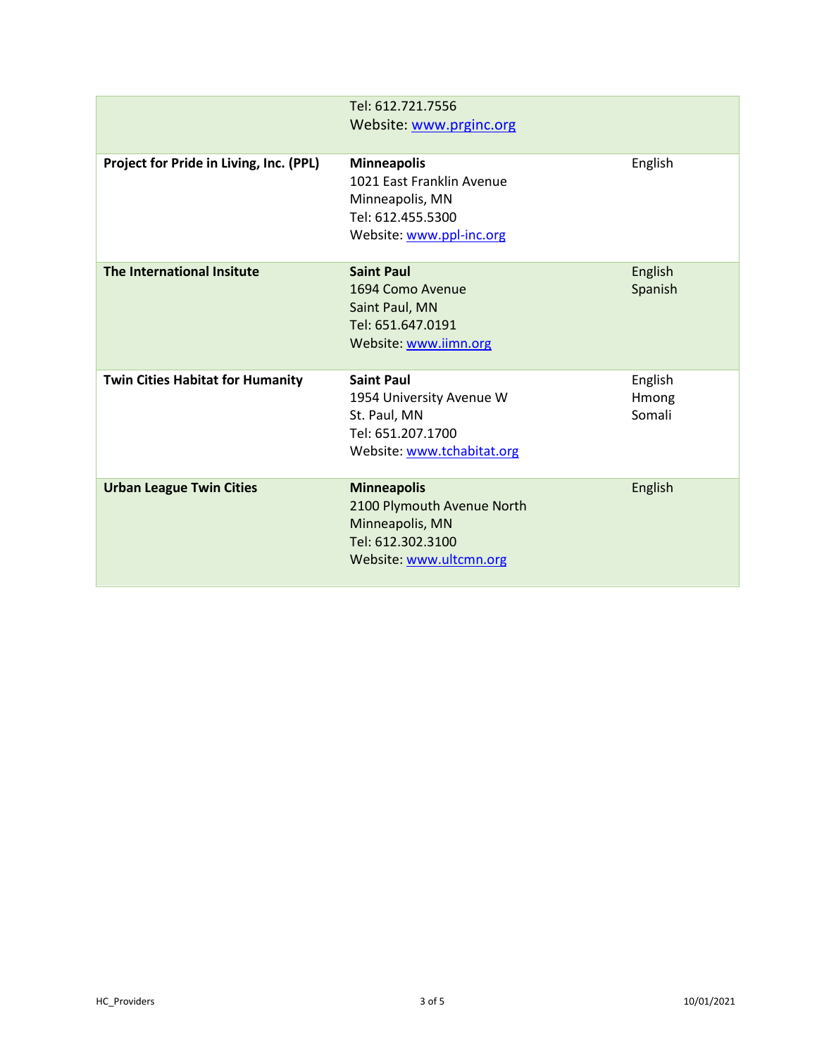| | | |
|---|---|---|
| | Tel: 612.721.7556<br>Website: www.prginc.org | |
| **Project for Pride in Living, Inc. (PPL)** | **Minneapolis**<br>1021 East Franklin Avenue<br>Minneapolis, MN<br>Tel: 612.455.5300<br>Website: www.ppl-inc.org | English |
| **The International Insitute** | **Saint Paul**<br>1694 Como Avenue<br>Saint Paul, MN<br>Tel: 651.647.0191<br>Website: www.iimn.org | English<br>Spanish |
| **Twin Cities Habitat for Humanity** | **Saint Paul**<br>1954 University Avenue W<br>St. Paul, MN<br>Tel: 651.207.1700<br>Website: www.tchabitat.org | English<br>Hmong<br>Somali |
| **Urban League Twin Cities** | **Minneapolis**<br>2100 Plymouth Avenue North<br>Minneapolis, MN<br>Tel: 612.302.3100<br>Website: www.ultcmn.org | English |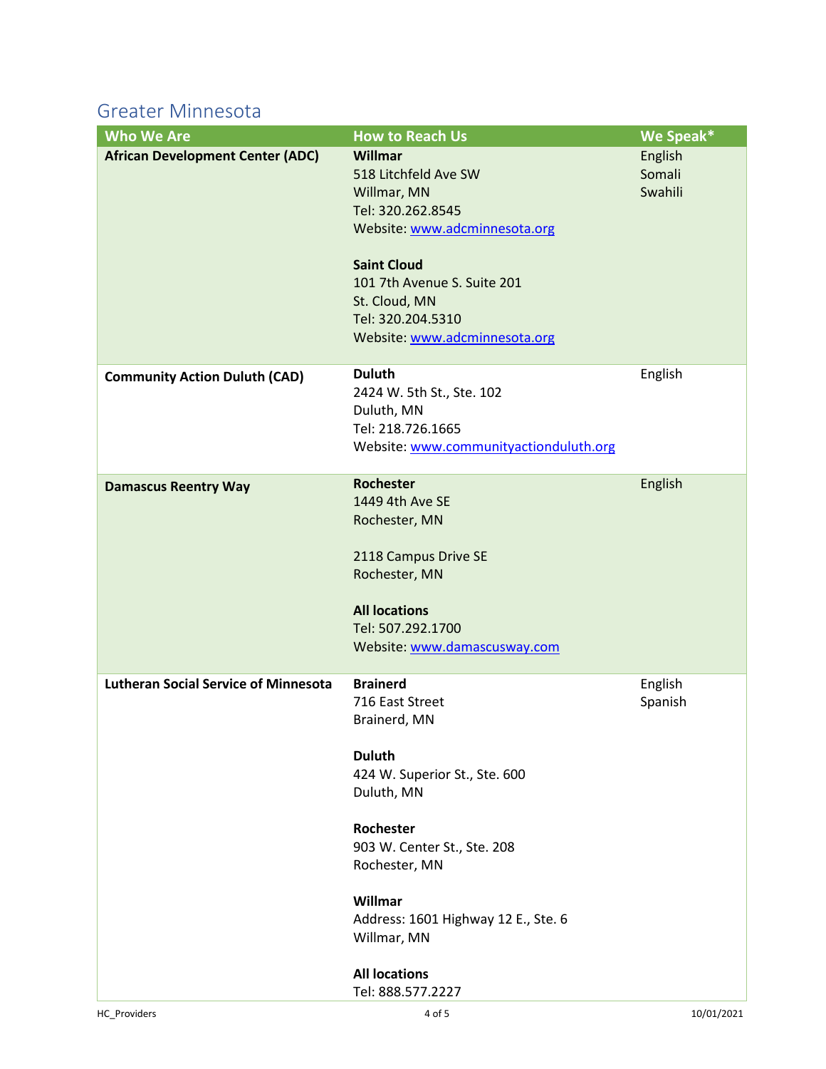## Greater Minnesota

| Who We Are | How to Reach Us | We Speak* |
|---|---|---|
| **African Development Center (ADC)** | **Willmar**<br>518 Litchfeld Ave SW<br>Willmar, MN<br>Tel: 320.262.8545<br>Website: [www.adcminnesota.org](www.adcminnesota.org)<br><br>**Saint Cloud**<br>101 7th Avenue S. Suite 201<br>St. Cloud, MN<br>Tel: 320.204.5310<br>Website: [www.adcminnesota.org](www.adcminnesota.org) | English<br>Somali<br>Swahili |
| **Community Action Duluth (CAD)** | **Duluth**<br>2424 W. 5th St., Ste. 102<br>Duluth, MN<br>Tel: 218.726.1665<br>Website: [www.communityactionduluth.org](www.communityactionduluth.org) | English |
| **Damascus Reentry Way** | **Rochester**<br>1449 4th Ave SE<br>Rochester, MN<br><br>2118 Campus Drive SE<br>Rochester, MN<br><br>**All locations**<br>Tel: 507.292.1700<br>Website: [www.damascusway.com](www.damascusway.com) | English |
| **Lutheran Social Service of Minnesota** | **Brainerd**<br>716 East Street<br>Brainerd, MN<br><br>**Duluth**<br>424 W. Superior St., Ste. 600<br>Duluth, MN<br><br>**Rochester**<br>903 W. Center St., Ste. 208<br>Rochester, MN<br><br>**Willmar**<br>Address: 1601 Highway 12 E., Ste. 6<br>Willmar, MN<br><br>**All locations**<br>Tel: 888.577.2227 | English<br>Spanish |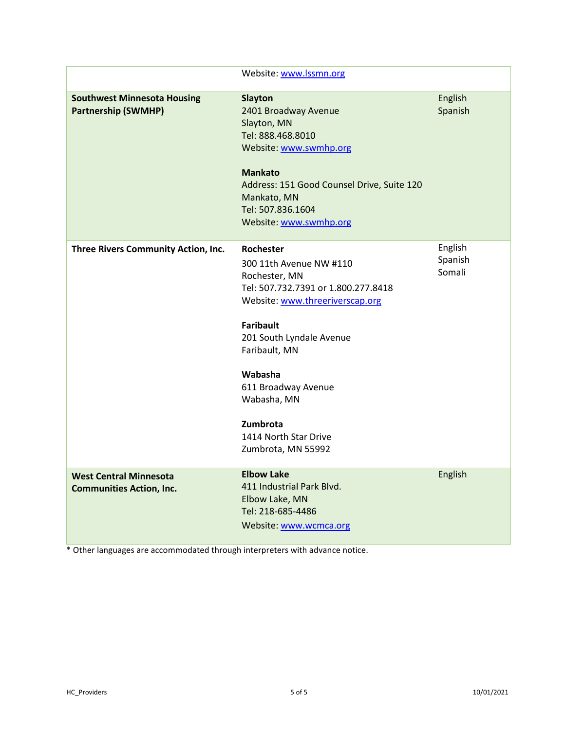| | | |
|---|---|---|
| | Website: www.lssmn.org | |
| **Southwest Minnesota Housing Partnership (SWMHP)** | **Slayton**<br>2401 Broadway Avenue<br>Slayton, MN<br>Tel: 888.468.8010<br>Website: www.swmhp.org<br><br>**Mankato**<br>Address: 151 Good Counsel Drive, Suite 120<br>Mankato, MN<br>Tel: 507.836.1604<br>Website: www.swmhp.org | English<br>Spanish |
| **Three Rivers Community Action, Inc.** | **Rochester**<br>300 11th Avenue NW #110<br>Rochester, MN<br>Tel: 507.732.7391 or 1.800.277.8418<br>Website: www.threeriverscap.org<br><br>**Faribault**<br>201 South Lyndale Avenue<br>Faribault, MN<br><br>**Wabasha**<br>611 Broadway Avenue<br>Wabasha, MN<br><br>**Zumbrota**<br>1414 North Star Drive<br>Zumbrota, MN 55992 | English<br>Spanish<br>Somali |
| **West Central Minnesota Communities Action, Inc.** | **Elbow Lake**<br>411 Industrial Park Blvd.<br>Elbow Lake, MN<br>Tel: 218-685-4486<br>Website: www.wcmca.org | English |

* Other languages are accommodated through interpreters with advance notice.